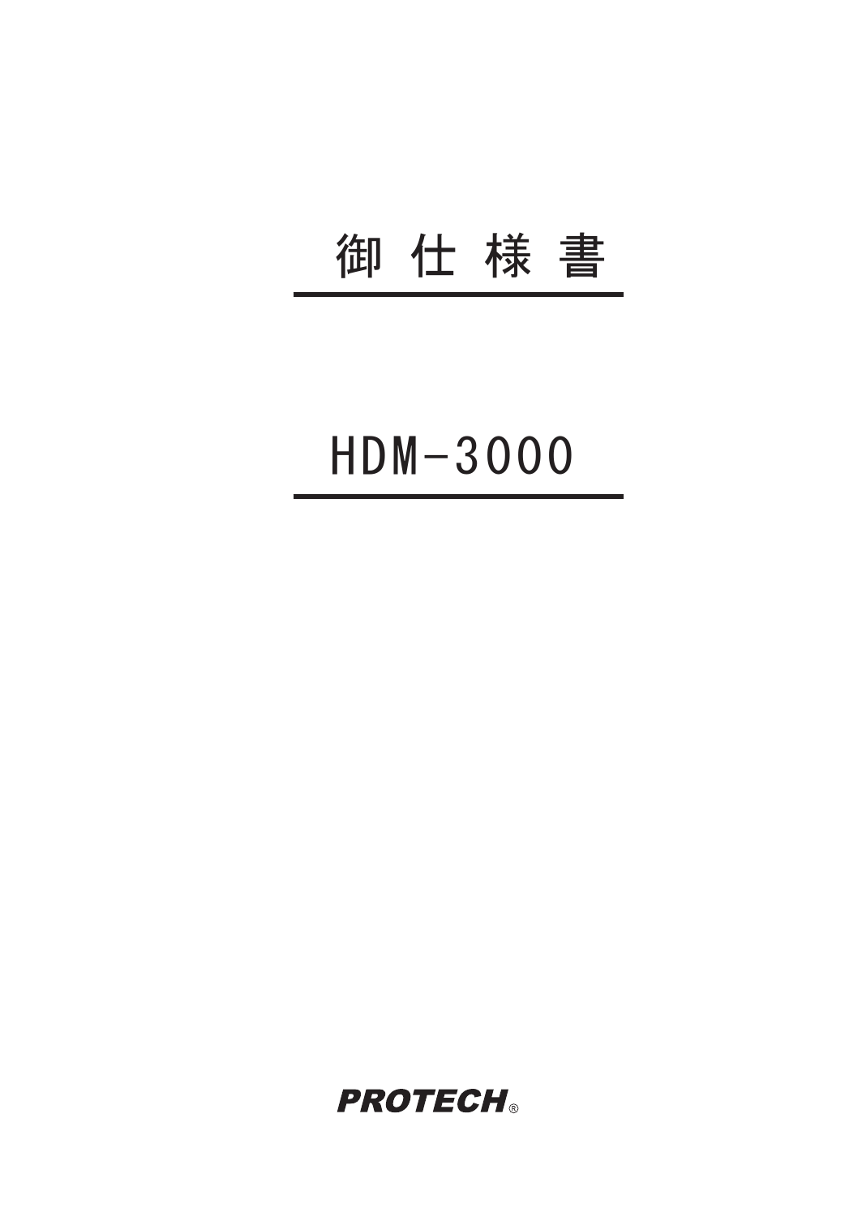# 御 仕 様 書

# HDM-3000

**PROTECH**®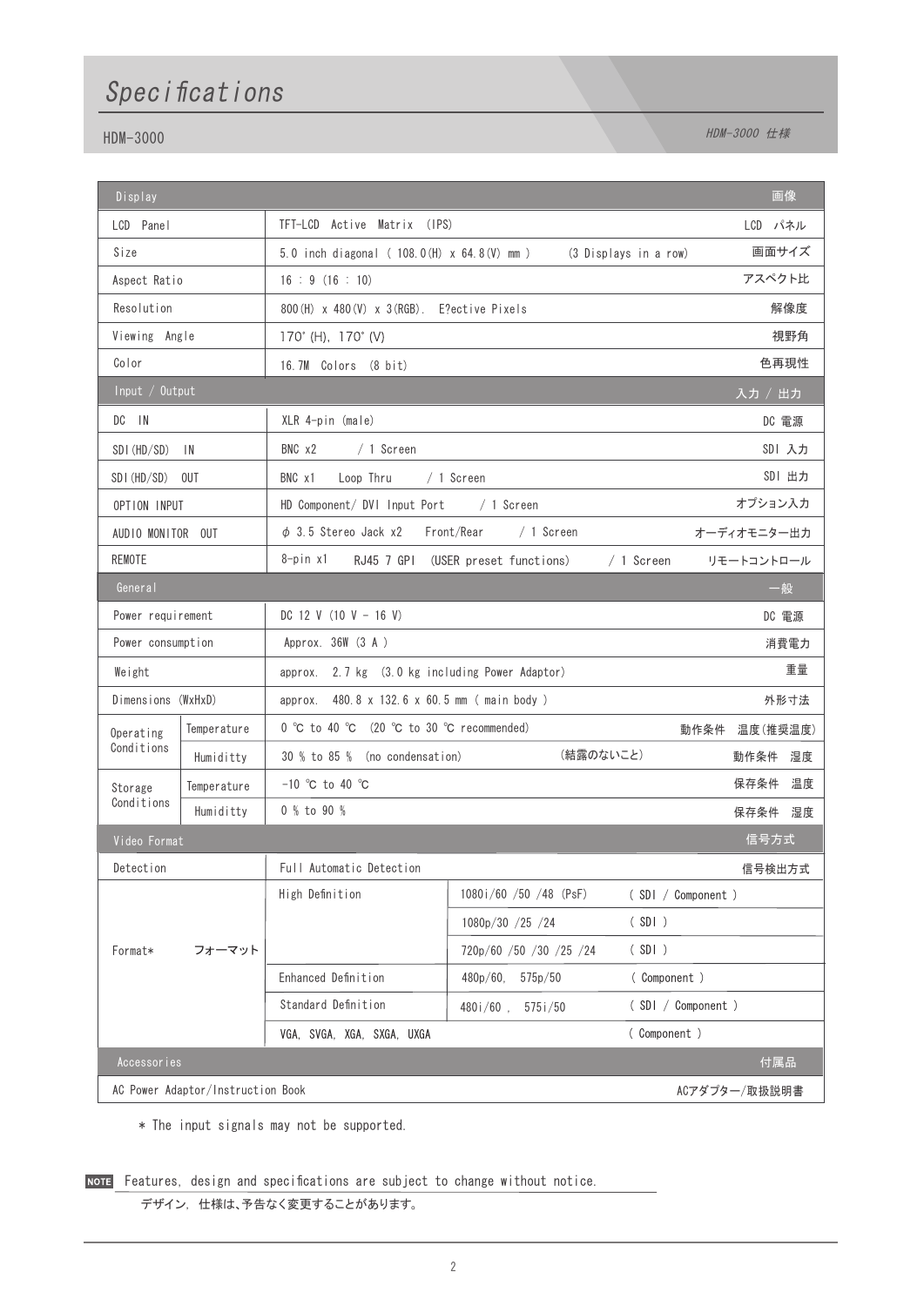# Specifications

HDM-3000

HDM-3000 仕様

| Display | | | | 画像 |
|---|---|---|---|---|
| LCD Panel | | TFT-LCD Active Matrix (IPS) | | LCD パネル |
| Size | | 5.0 inch diagonal ( 108.0(H) x 64.8(V) mm ) (3 Displays in a row) | | 画面サイズ |
| Aspect Ratio | | 16 : 9 (16 : 10) | | アスペクト比 |
| Resolution | | 800(H) x 480(V) x 3(RGB). E?ective Pixels | | 解像度 |
| Viewing Angle | | 170° (H), 170° (V) | | 視野角 |
| Color | | 16.7M Colors (8 bit) | | 色再現性 |
| **Input / Output** | | | | **入力 / 出力** |
| DC IN | | XLR 4-pin (male) | | DC 電源 |
| SDI(HD/SD) IN | | BNC x2 / 1 Screen | | SDI 入力 |
| SDI(HD/SD) OUT | | BNC x1 Loop Thru / 1 Screen | | SDI 出力 |
| OPTION INPUT | | HD Component/ DVI Input Port / 1 Screen | | オプション入力 |
| AUDIO MONITOR OUT | | ϕ 3.5 Stereo Jack x2 Front/Rear / 1 Screen | | オーディオモニター出力 |
| REMOTE | | 8-pin x1 RJ45 7 GPI (USER preset functions) / 1 Screen | | リモートコントロール |
| **General** | | | | **一般** |
| Power requirement | | DC 12 V (10 V - 16 V) | | DC 電源 |
| Power consumption | | Approx. 36W (3 A ) | | 消費電力 |
| Weight | | approx. 2.7 kg (3.0 kg including Power Adaptor) | | 重量 |
| Dimensions (WxHxD) | | approx. 480.8 x 132.6 x 60.5 mm ( main body ) | | 外形寸法 |
| Operating Conditions | Temperature | 0 ℃ to 40 ℃ (20 ℃ to 30 ℃ recommended) | | 動作条件 温度(推奨温度) |
| | Humiditty | 30 % to 85 % (no condensation) (結露のないこと) | | 動作条件 湿度 |
| Storage Conditions | Temperature | -10 ℃ to 40 ℃ | | 保存条件 温度 |
| | Humiditty | 0 % to 90 % | | 保存条件 湿度 |
| **Video Format** | | | | **信号方式** |
| Detection | | Full Automatic Detection | | 信号検出方式 |
| Format* | フォーマット | High Definition | 1080i/60 /50 /48 (PsF) | ( SDI / Component ) |
| | | | 1080p/30 /25 /24 | ( SDI ) |
| | | | 720p/60 /50 /30 /25 /24 | ( SDI ) |
| | | Enhanced Definition | 480p/60, 575p/50 | ( Component ) |
| | | Standard Definition | 480i/60 , 575i/50 | ( SDI / Component ) |
| | | VGA, SVGA, XGA, SXGA, UXGA | | ( Component ) |
| **Accessories** | | | | **付属品** |
| AC Power Adaptor/Instruction Book | | | | ACアダプター/取扱説明書 |

* The input signals may not be supported.

NOTE Features, design and specifications are subject to change without notice.

デザイン, 仕様は、予告なく変更することがあります。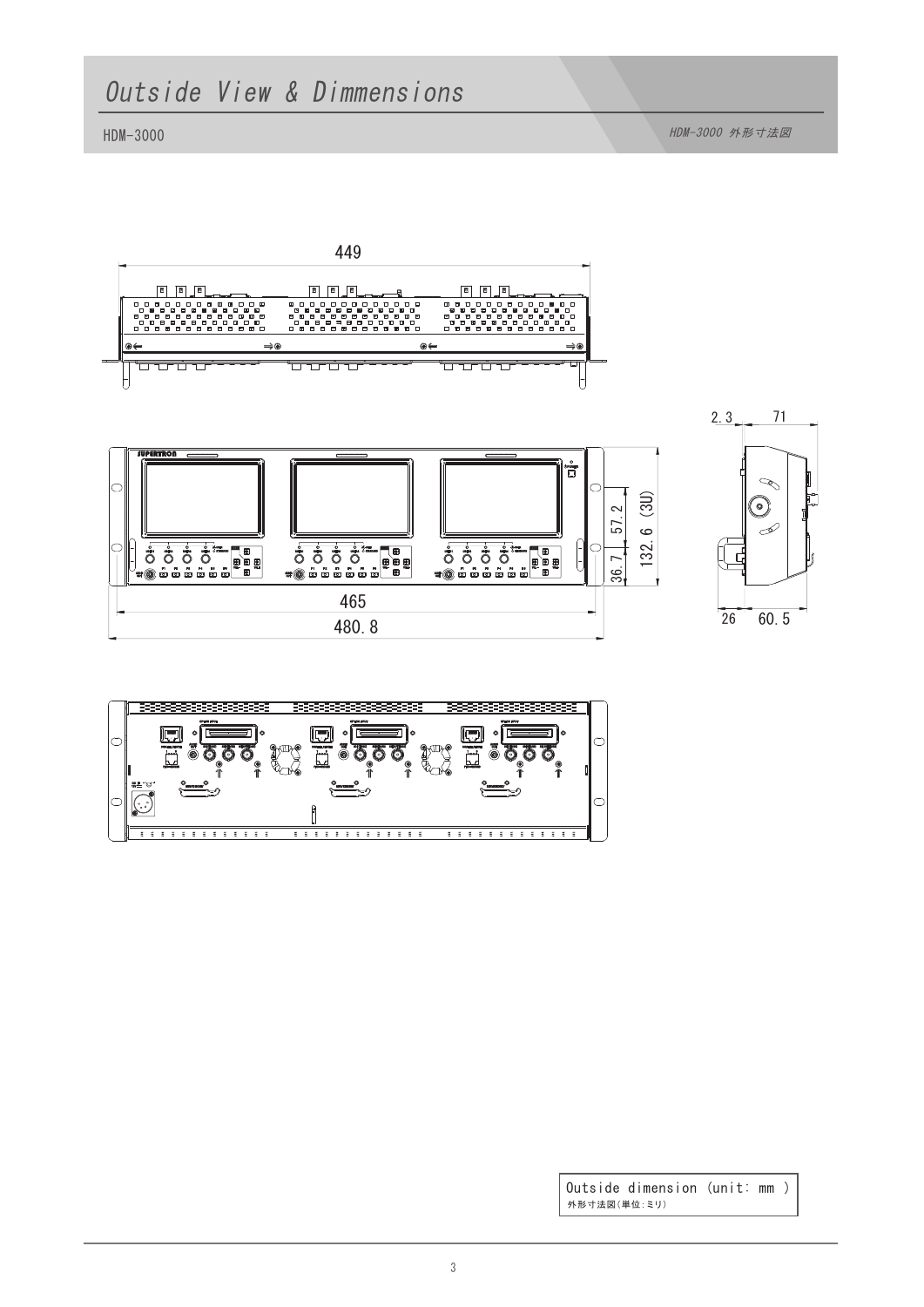# Outside View & Dimmensions

HDM-3000

*HDM-3000 外形寸法図*

449

2.3
71

57.2
132.6 (3U)
36.7

465
480.8

26
60.5

Outside dimension (unit: mm )
外形寸法図(単位:ミリ)